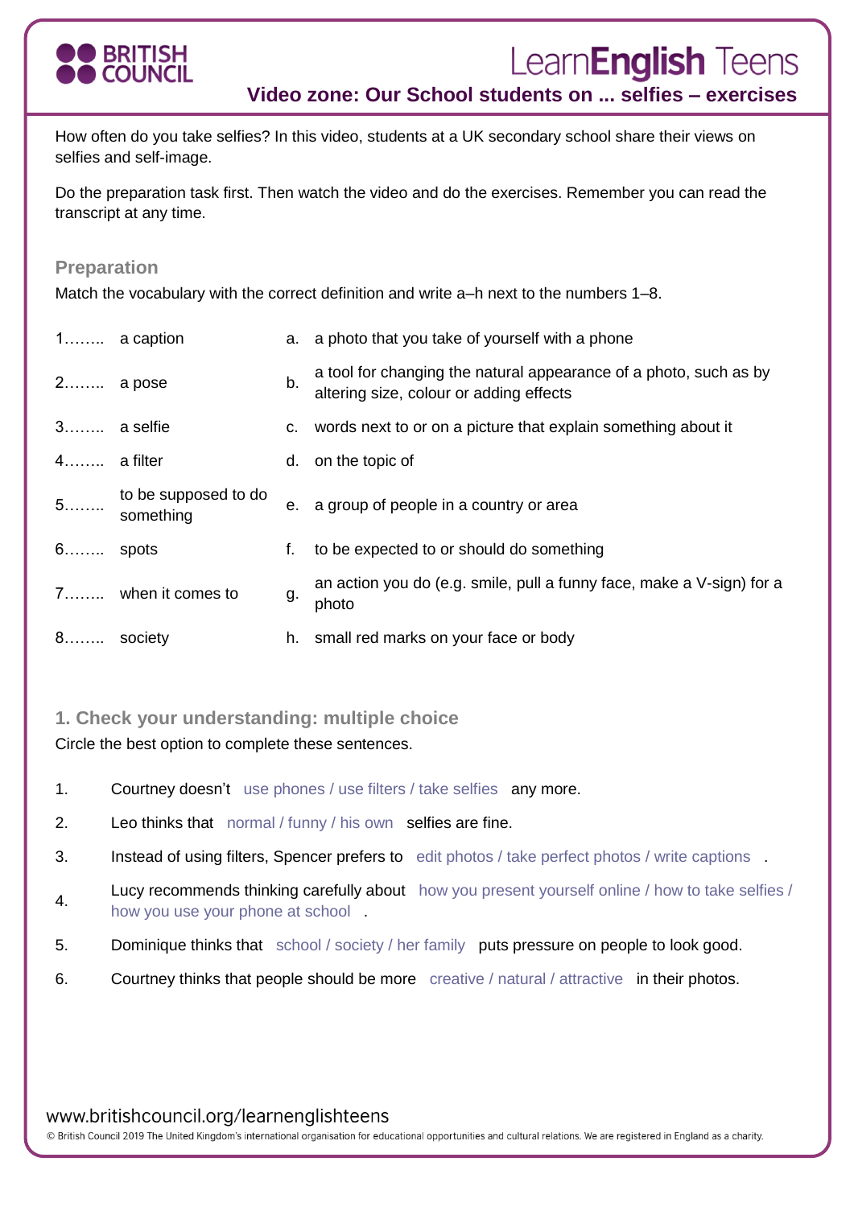# Video zone: Our School students on ... selfies – exercises

How often do you take selfies? In this video, students at a UK secondary school share their views on selfies and self-image.

Do the preparation task first. Then watch the video and do the exercises. Remember you can read the transcript at any time.

## Preparation

Match the vocabulary with the correct definition and write a–h next to the numbers 1–8.

| | | | |
|---|---|---|---|
| 1…….. | a caption | a. | a photo that you take of yourself with a phone |
| 2…….. | a pose | b. | a tool for changing the natural appearance of a photo, such as by altering size, colour or adding effects |
| 3…….. | a selfie | c. | words next to or on a picture that explain something about it |
| 4…….. | a filter | d. | on the topic of |
| 5…….. | to be supposed to do something | e. | a group of people in a country or area |
| 6…….. | spots | f. | to be expected to or should do something |
| 7…….. | when it comes to | g. | an action you do (e.g. smile, pull a funny face, make a V-sign) for a photo |
| 8…….. | society | h. | small red marks on your face or body |

## 1. Check your understanding: multiple choice

Circle the best option to complete these sentences.

1. Courtney doesn't use phones / use filters / take selfies any more.
2. Leo thinks that normal / funny / his own selfies are fine.
3. Instead of using filters, Spencer prefers to edit photos / take perfect photos / write captions .
4. Lucy recommends thinking carefully about how you present yourself online / how to take selfies / how you use your phone at school .
5. Dominique thinks that school / society / her family puts pressure on people to look good.
6. Courtney thinks that people should be more creative / natural / attractive in their photos.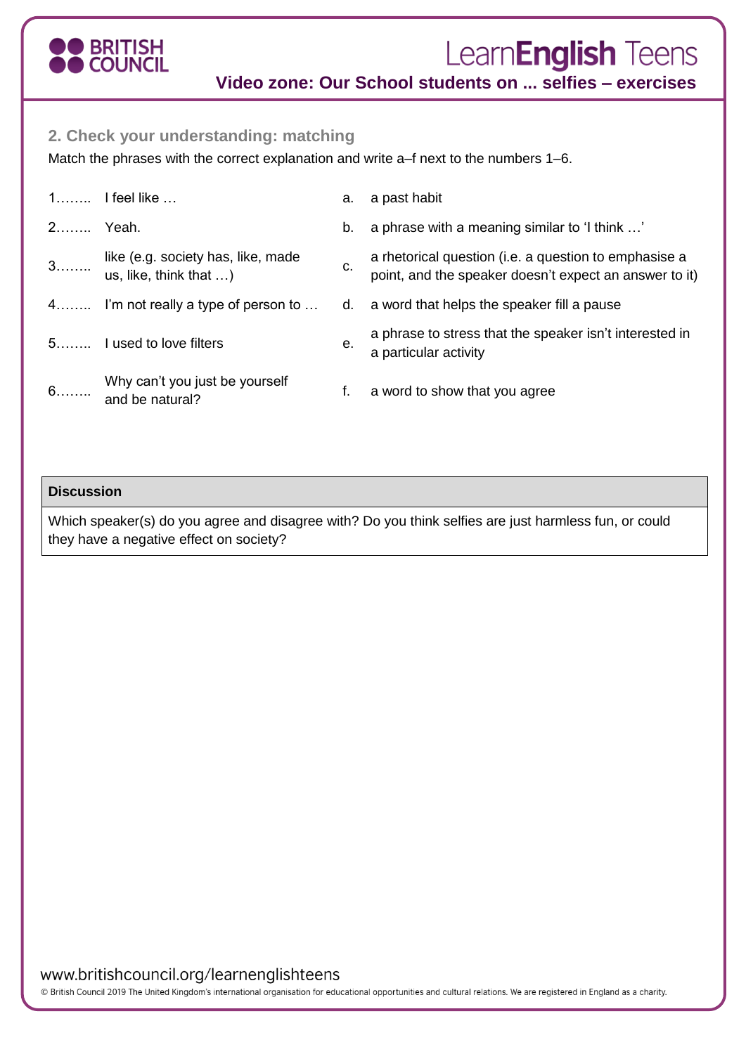## 2. Check your understanding: matching

Match the phrases with the correct explanation and write a–f next to the numbers 1–6.

| | | | |
|---|---|---|---|
| 1…….. | I feel like … | a. | a past habit |
| 2…….. | Yeah. | b. | a phrase with a meaning similar to 'I think …' |
| 3…….. | like (e.g. society has, like, made us, like, think that …) | c. | a rhetorical question (i.e. a question to emphasise a point, and the speaker doesn't expect an answer to it) |
| 4…….. | I'm not really a type of person to … | d. | a word that helps the speaker fill a pause |
| 5…….. | I used to love filters | e. | a phrase to stress that the speaker isn't interested in a particular activity |
| 6…….. | Why can't you just be yourself and be natural? | f. | a word to show that you agree |

| Discussion |
|---|
| Which speaker(s) do you agree and disagree with? Do you think selfies are just harmless fun, or could they have a negative effect on society? |